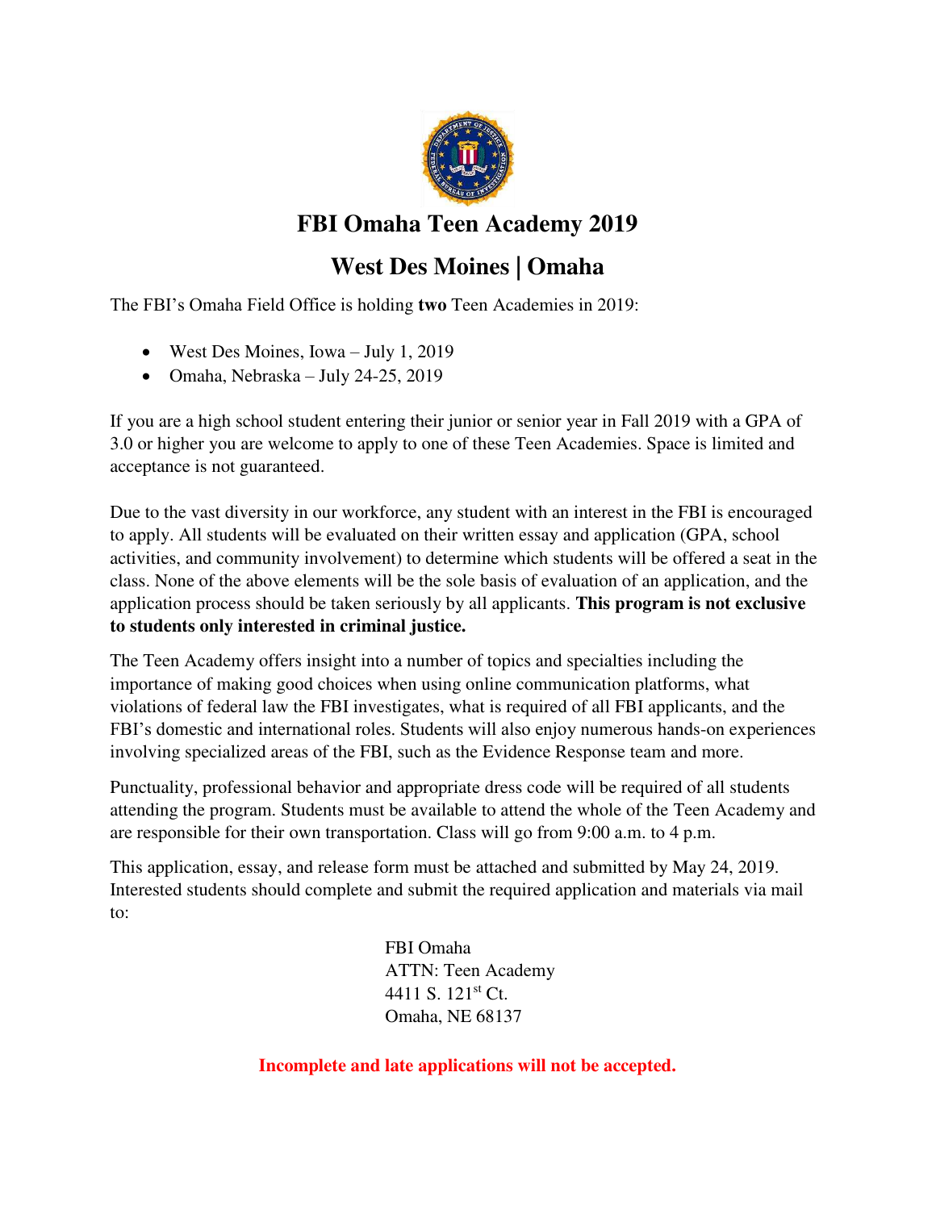# FBI Omaha Teen Academy 2019

## West Des Moines | Omaha

The FBI's Omaha Field Office is holding **two** Teen Academies in 2019:

- West Des Moines, Iowa – July 1, 2019
- Omaha, Nebraska – July 24-25, 2019

If you are a high school student entering their junior or senior year in Fall 2019 with a GPA of 3.0 or higher you are welcome to apply to one of these Teen Academies. Space is limited and acceptance is not guaranteed.

Due to the vast diversity in our workforce, any student with an interest in the FBI is encouraged to apply. All students will be evaluated on their written essay and application (GPA, school activities, and community involvement) to determine which students will be offered a seat in the class. None of the above elements will be the sole basis of evaluation of an application, and the application process should be taken seriously by all applicants. **This program is not exclusive to students only interested in criminal justice.**

The Teen Academy offers insight into a number of topics and specialties including the importance of making good choices when using online communication platforms, what violations of federal law the FBI investigates, what is required of all FBI applicants, and the FBI's domestic and international roles. Students will also enjoy numerous hands-on experiences involving specialized areas of the FBI, such as the Evidence Response team and more.

Punctuality, professional behavior and appropriate dress code will be required of all students attending the program. Students must be available to attend the whole of the Teen Academy and are responsible for their own transportation. Class will go from 9:00 a.m. to 4 p.m.

This application, essay, and release form must be attached and submitted by May 24, 2019. Interested students should complete and submit the required application and materials via mail to:

FBI Omaha
ATTN: Teen Academy
4411 S. 121st Ct.
Omaha, NE 68137

**Incomplete and late applications will not be accepted.**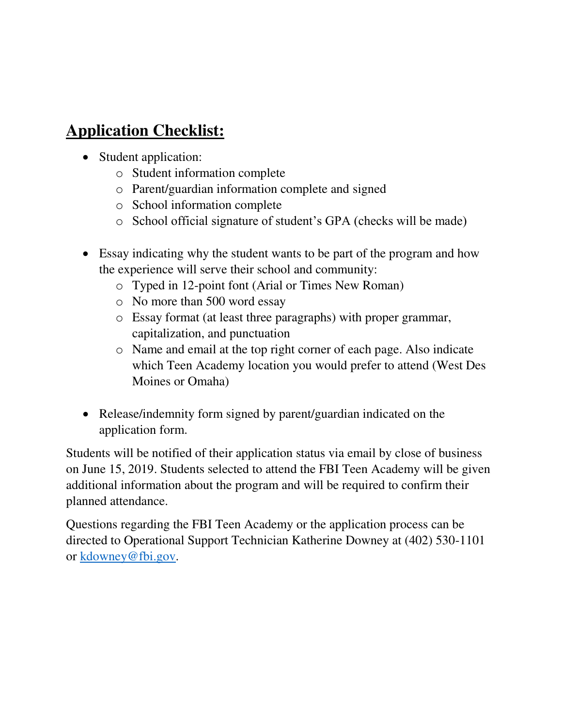## Application Checklist:

- Student application:
  - Student information complete
  - Parent/guardian information complete and signed
  - School information complete
  - School official signature of student's GPA (checks will be made)

- Essay indicating why the student wants to be part of the program and how the experience will serve their school and community:
  - Typed in 12-point font (Arial or Times New Roman)
  - No more than 500 word essay
  - Essay format (at least three paragraphs) with proper grammar, capitalization, and punctuation
  - Name and email at the top right corner of each page. Also indicate which Teen Academy location you would prefer to attend (West Des Moines or Omaha)

- Release/indemnity form signed by parent/guardian indicated on the application form.

Students will be notified of their application status via email by close of business on June 15, 2019. Students selected to attend the FBI Teen Academy will be given additional information about the program and will be required to confirm their planned attendance.

Questions regarding the FBI Teen Academy or the application process can be directed to Operational Support Technician Katherine Downey at (402) 530-1101 or kdowney@fbi.gov.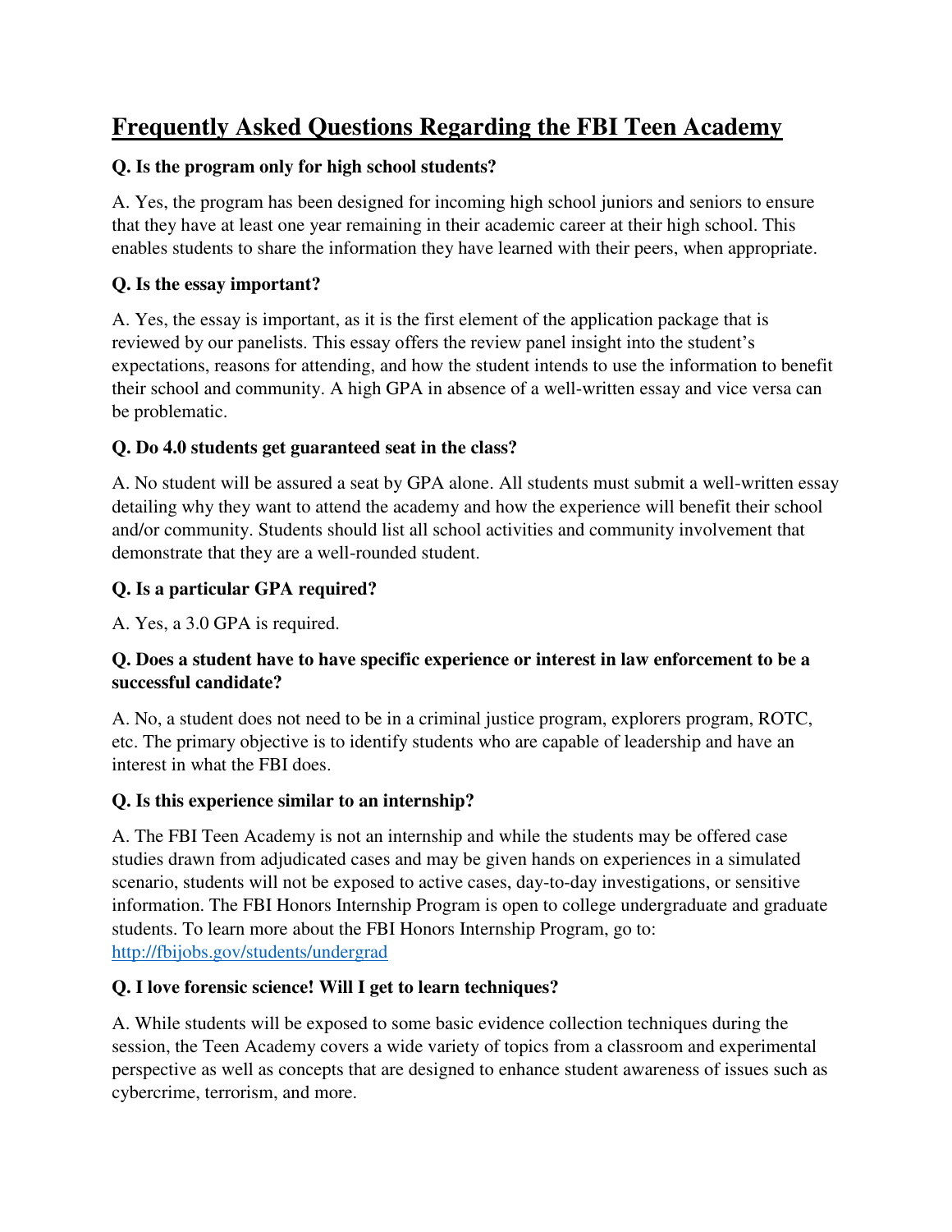# Frequently Asked Questions Regarding the FBI Teen Academy

**Q. Is the program only for high school students?**

A. Yes, the program has been designed for incoming high school juniors and seniors to ensure that they have at least one year remaining in their academic career at their high school. This enables students to share the information they have learned with their peers, when appropriate.

**Q. Is the essay important?**

A. Yes, the essay is important, as it is the first element of the application package that is reviewed by our panelists. This essay offers the review panel insight into the student's expectations, reasons for attending, and how the student intends to use the information to benefit their school and community. A high GPA in absence of a well-written essay and vice versa can be problematic.

**Q. Do 4.0 students get guaranteed seat in the class?**

A. No student will be assured a seat by GPA alone. All students must submit a well-written essay detailing why they want to attend the academy and how the experience will benefit their school and/or community. Students should list all school activities and community involvement that demonstrate that they are a well-rounded student.

**Q. Is a particular GPA required?**

A. Yes, a 3.0 GPA is required.

**Q. Does a student have to have specific experience or interest in law enforcement to be a successful candidate?**

A. No, a student does not need to be in a criminal justice program, explorers program, ROTC, etc. The primary objective is to identify students who are capable of leadership and have an interest in what the FBI does.

**Q. Is this experience similar to an internship?**

A. The FBI Teen Academy is not an internship and while the students may be offered case studies drawn from adjudicated cases and may be given hands on experiences in a simulated scenario, students will not be exposed to active cases, day-to-day investigations, or sensitive information. The FBI Honors Internship Program is open to college undergraduate and graduate students. To learn more about the FBI Honors Internship Program, go to: [http://fbijobs.gov/students/undergrad](http://fbijobs.gov/students/undergrad)

**Q. I love forensic science! Will I get to learn techniques?**

A. While students will be exposed to some basic evidence collection techniques during the session, the Teen Academy covers a wide variety of topics from a classroom and experimental perspective as well as concepts that are designed to enhance student awareness of issues such as cybercrime, terrorism, and more.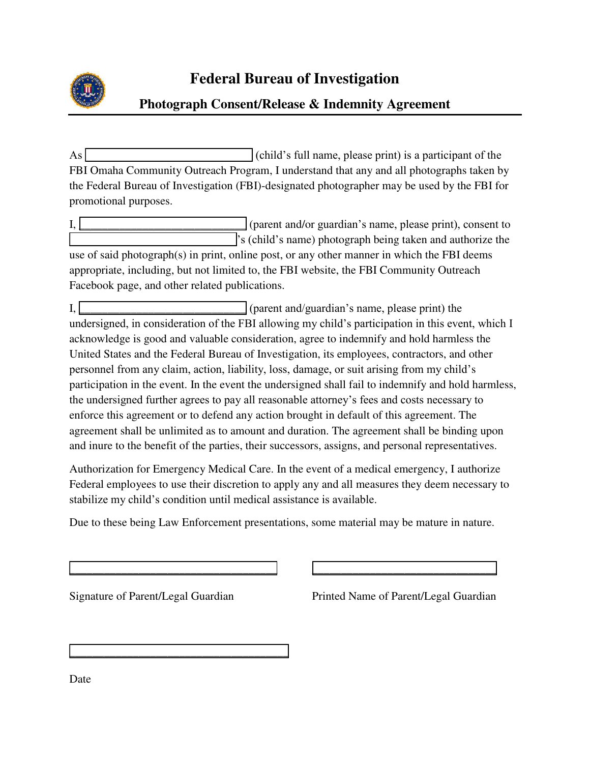# Federal Bureau of Investigation

## Photograph Consent/Release & Indemnity Agreement

As ______________________________ (child's full name, please print) is a participant of the FBI Omaha Community Outreach Program, I understand that any and all photographs taken by the Federal Bureau of Investigation (FBI)-designated photographer may be used by the FBI for promotional purposes.

I, ______________________________ (parent and/or guardian's name, please print), consent to ______________________________'s (child's name) photograph being taken and authorize the use of said photograph(s) in print, online post, or any other manner in which the FBI deems appropriate, including, but not limited to, the FBI website, the FBI Community Outreach Facebook page, and other related publications.

I, ______________________________ (parent and/guardian's name, please print) the undersigned, in consideration of the FBI allowing my child's participation in this event, which I acknowledge is good and valuable consideration, agree to indemnify and hold harmless the United States and the Federal Bureau of Investigation, its employees, contractors, and other personnel from any claim, action, liability, loss, damage, or suit arising from my child's participation in the event. In the event the undersigned shall fail to indemnify and hold harmless, the undersigned further agrees to pay all reasonable attorney's fees and costs necessary to enforce this agreement or to defend any action brought in default of this agreement. The agreement shall be unlimited as to amount and duration. The agreement shall be binding upon and inure to the benefit of the parties, their successors, assigns, and personal representatives.

Authorization for Emergency Medical Care. In the event of a medical emergency, I authorize Federal employees to use their discretion to apply any and all measures they deem necessary to stabilize my child's condition until medical assistance is available.

Due to these being Law Enforcement presentations, some material may be mature in nature.

______________________________ ______________________________

Signature of Parent/Legal Guardian Printed Name of Parent/Legal Guardian

______________________________

Date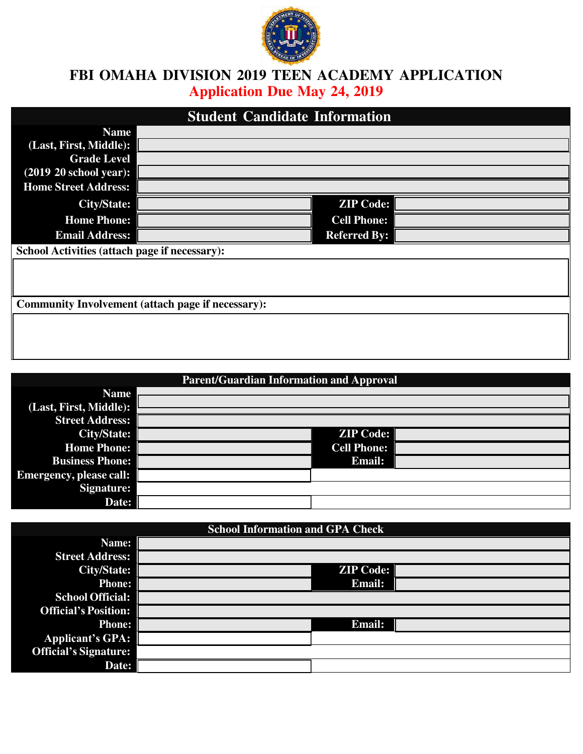# FBI OMAHA DIVISION 2019 TEEN ACADEMY APPLICATION

**Application Due May 24, 2019**

## Student Candidate Information

| | | | |
|---|---|---|---|
| **Name (Last, First, Middle):** | | | |
| **Grade Level (2019 20 school year):** | | | |
| **Home Street Address:** | | | |
| **City/State:** | | **ZIP Code:** | |
| **Home Phone:** | | **Cell Phone:** | |
| **Email Address:** | | **Referred By:** | |

**School Activities (attach page if necessary):**

**Community Involvement (attach page if necessary):**

## Parent/Guardian Information and Approval

| | | | |
|---|---|---|---|
| **Name (Last, First, Middle):** | | | |
| **Street Address:** | | | |
| **City/State:** | | **ZIP Code:** | |
| **Home Phone:** | | **Cell Phone:** | |
| **Business Phone:** | | **Email:** | |
| **Emergency, please call:** | | | |
| **Signature:** | | | |
| **Date:** | | | |

## School Information and GPA Check

| | | | |
|---|---|---|---|
| **Name:** | | | |
| **Street Address:** | | | |
| **City/State:** | | **ZIP Code:** | |
| **Phone:** | | **Email:** | |
| **School Official:** | | | |
| **Official's Position:** | | | |
| **Phone:** | | **Email:** | |
| **Applicant's GPA:** | | | |
| **Official's Signature:** | | | |
| **Date:** | | | |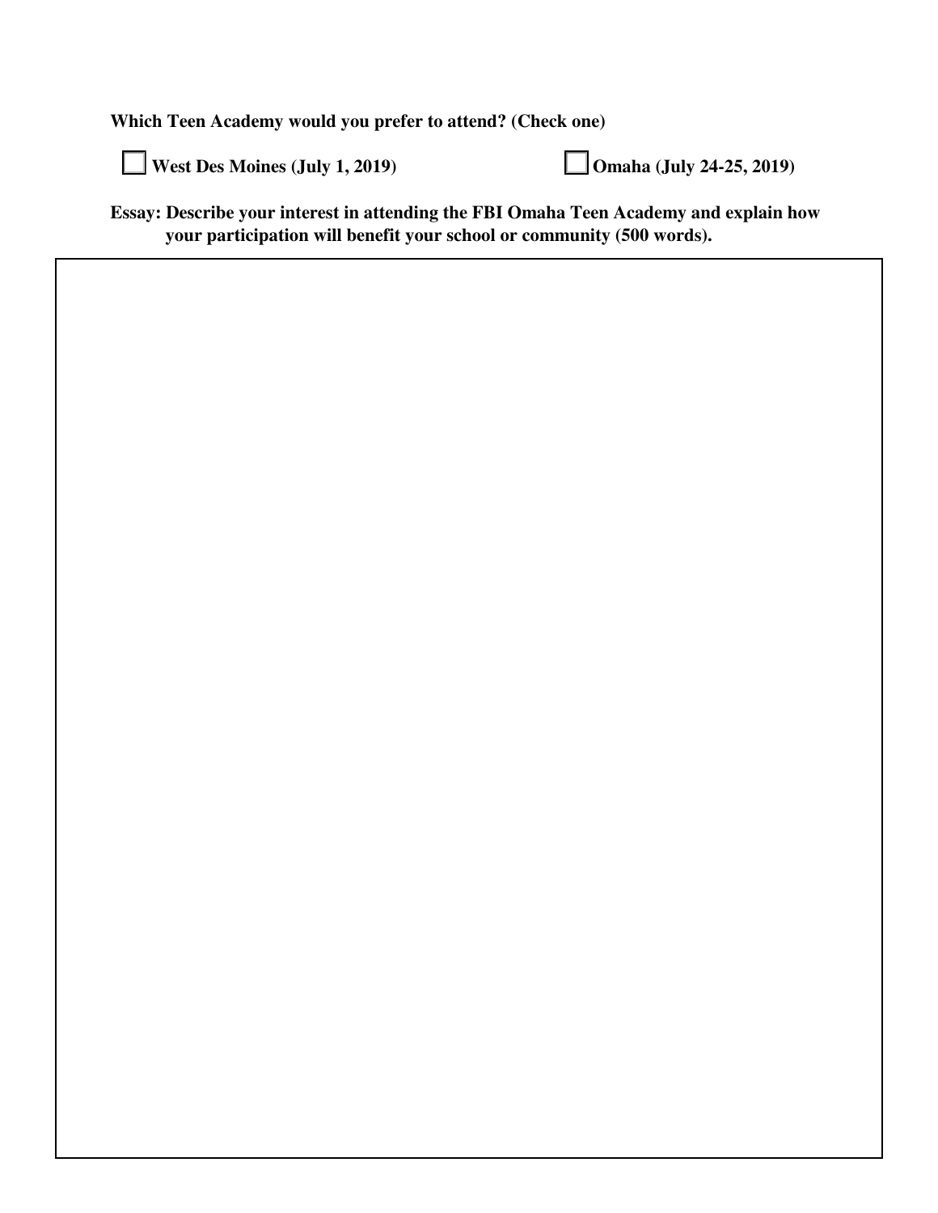**Which Teen Academy would you prefer to attend? (Check one)**

☐ **West Des Moines (July 1, 2019)**

☐ **Omaha (July 24-25, 2019)**

**Essay: Describe your interest in attending the FBI Omaha Teen Academy and explain how your participation will benefit your school or community (500 words).**